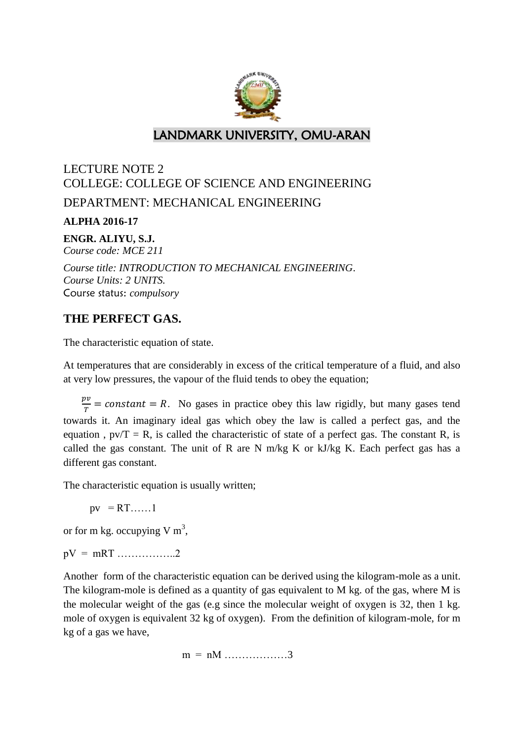# LANDMARK UNIVERSITY, OMU-ARAN

LECTURE NOTE 2
COLLEGE: COLLEGE OF SCIENCE AND ENGINEERING

DEPARTMENT: MECHANICAL ENGINEERING

**ALPHA 2016-17**

**ENGR. ALIYU, S.J.**
*Course code: MCE 211*

*Course title: INTRODUCTION TO MECHANICAL ENGINEERING.*
*Course Units: 2 UNITS.*
Course status: *compulsory*

## THE PERFECT GAS.

The characteristic equation of state.

At temperatures that are considerably in excess of the critical temperature of a fluid, and also at very low pressures, the vapour of the fluid tends to obey the equation;

$\frac{pv}{T} = constant = R$. No gases in practice obey this law rigidly, but many gases tend towards it. An imaginary ideal gas which obey the law is called a perfect gas, and the equation , $pv/T = R$, is called the characteristic of state of a perfect gas. The constant R, is called the gas constant. The unit of R are N m/kg K or kJ/kg K. Each perfect gas has a different gas constant.

The characteristic equation is usually written;

$pv = RT$……1

or for m kg. occupying V $m^3$,

$pV = mRT$ ……………..2

Another form of the characteristic equation can be derived using the kilogram-mole as a unit. The kilogram-mole is defined as a quantity of gas equivalent to M kg. of the gas, where M is the molecular weight of the gas (e.g since the molecular weight of oxygen is 32, then 1 kg. mole of oxygen is equivalent 32 kg of oxygen). From the definition of kilogram-mole, for m kg of a gas we have,

$m = nM$ ………………3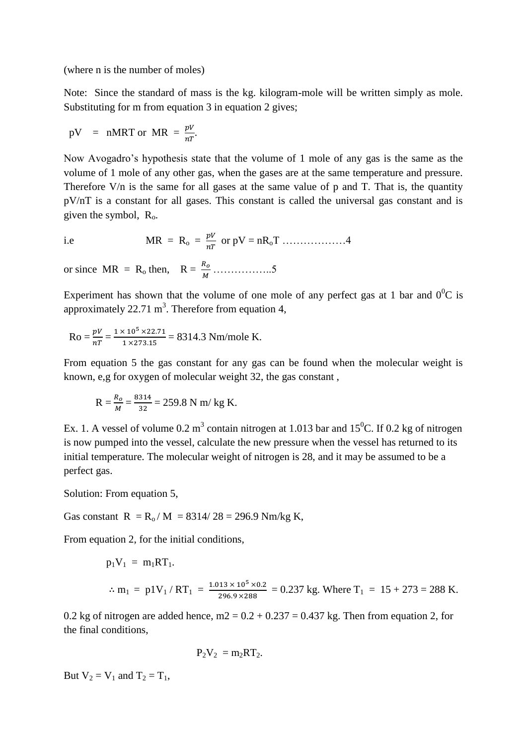(where n is the number of moles)

Note: Since the standard of mass is the kg. kilogram-mole will be written simply as mole. Substituting for m from equation 3 in equation 2 gives;

$$pV = nMRT \text{ or } MR = \frac{pV}{nT}.$$

Now Avogadro's hypothesis state that the volume of 1 mole of any gas is the same as the volume of 1 mole of any other gas, when the gases are at the same temperature and pressure. Therefore V/n is the same for all gases at the same value of p and T. That is, the quantity pV/nT is a constant for all gases. This constant is called the universal gas constant and is given the symbol, $R_o$.

i.e $$MR = R_o = \frac{pV}{nT} \text{ or } pV = nR_oT \text{ ………………4}$$

or since $MR = R_o$ then, $R = \frac{R_o}{M}$ ……………..5

Experiment has shown that the volume of one mole of any perfect gas at 1 bar and $0^0$C is approximately 22.71 $m^3$. Therefore from equation 4,

$$Ro = \frac{pV}{nT} = \frac{1 \times 10^5 \times 22.71}{1 \times 273.15} = 8314.3 \text{ Nm/mole K.}$$

From equation 5 the gas constant for any gas can be found when the molecular weight is known, e,g for oxygen of molecular weight 32, the gas constant ,

$$R = \frac{R_o}{M} = \frac{8314}{32} = 259.8 \text{ N m/ kg K.}$$

Ex. 1. A vessel of volume 0.2 $m^3$ contain nitrogen at 1.013 bar and $15^0$C. If 0.2 kg of nitrogen is now pumped into the vessel, calculate the new pressure when the vessel has returned to its initial temperature. The molecular weight of nitrogen is 28, and it may be assumed to be a perfect gas.

Solution: From equation 5,

Gas constant $R = R_o / M = 8314/ 28 = 296.9$ Nm/kg K,

From equation 2, for the initial conditions,

$$p_1V_1 = m_1RT_1.$$

$$\therefore m_1 = p_1V_1 / RT_1 = \frac{1.013 \times 10^5 \times 0.2}{296.9 \times 288} = 0.237 \text{ kg. Where } T_1 = 15 + 273 = 288 \text{ K.}$$

0.2 kg of nitrogen are added hence, m2 = 0.2 + 0.237 = 0.437 kg. Then from equation 2, for the final conditions,

$$P_2V_2 = m_2RT_2.$$

But $V_2 = V_1$ and $T_2 = T_1$,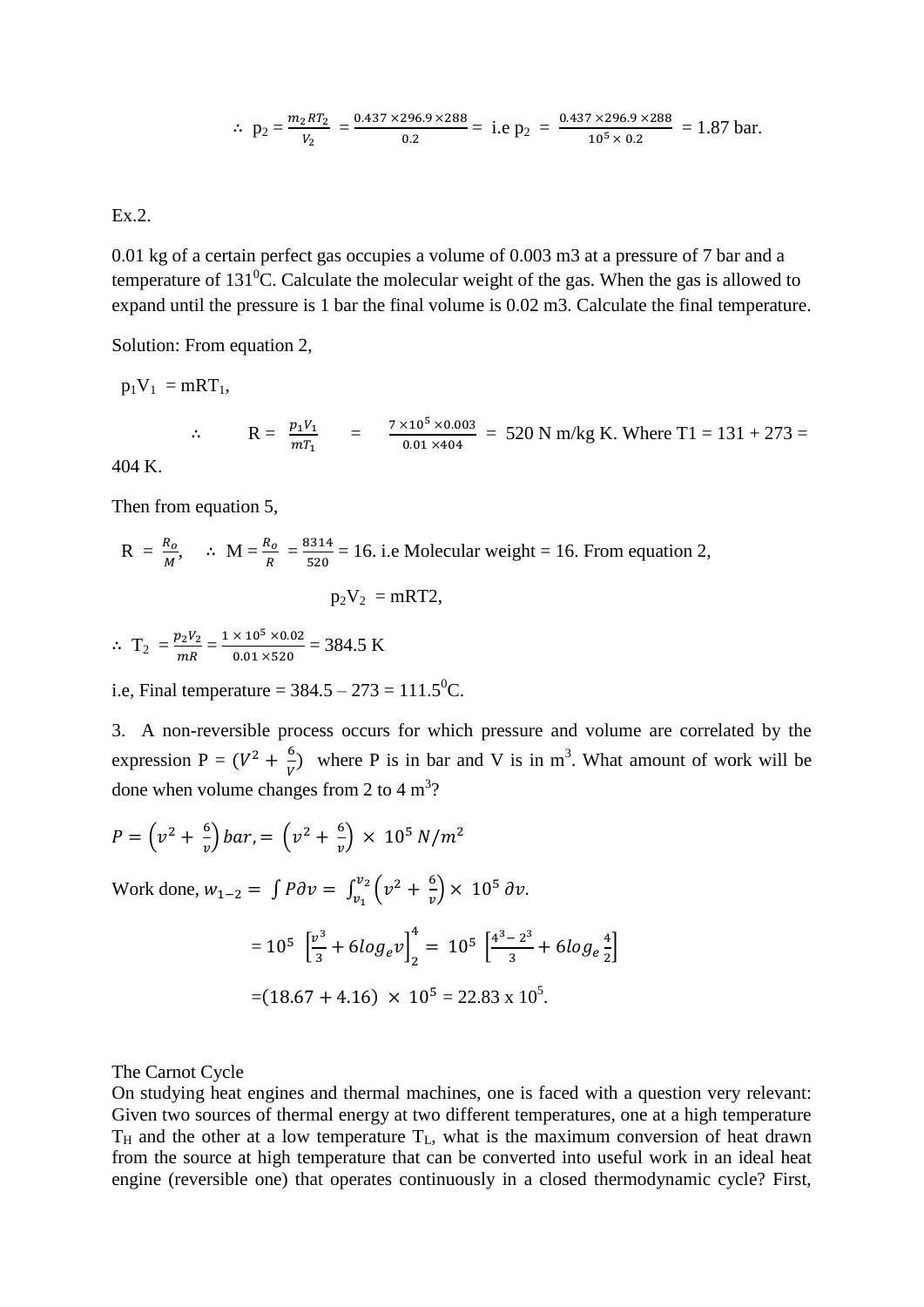$$\therefore\ p_2 = \frac{m_2 RT_2}{V_2} = \frac{0.437 \times 296.9 \times 288}{0.2} = \text{ i.e } p_2 = \frac{0.437 \times 296.9 \times 288}{10^5 \times 0.2} = 1.87 \text{ bar.}$$

Ex.2.

0.01 kg of a certain perfect gas occupies a volume of 0.003 m3 at a pressure of 7 bar and a temperature of $131^0$C. Calculate the molecular weight of the gas. When the gas is allowed to expand until the pressure is 1 bar the final volume is 0.02 m3. Calculate the final temperature.

Solution: From equation 2,

$p_1V_1 = mRT_1$,

$\therefore\quad R = \frac{p_1V_1}{mT_1} = \frac{7 \times 10^5 \times 0.003}{0.01 \times 404} = 520$ N m/kg K. Where T1 = 131 + 273 = 404 K.

Then from equation 5,

$R = \frac{R_o}{M}$, $\therefore\ M = \frac{R_o}{R} = \frac{8314}{520} = 16$. i.e Molecular weight = 16. From equation 2,

$$p_2V_2 = mRT2,$$

$\therefore\ T_2 = \frac{p_2V_2}{mR} = \frac{1 \times 10^5 \times 0.02}{0.01 \times 520} = 384.5$ K

i.e, Final temperature = 384.5 – 273 = $111.5^0$C.

3. A non-reversible process occurs for which pressure and volume are correlated by the expression $P = (V^2 + \frac{6}{V})$ where P is in bar and V is in $m^3$. What amount of work will be done when volume changes from 2 to 4 $m^3$?

$$P = \left(v^2 + \frac{6}{v}\right) bar, = \left(v^2 + \frac{6}{v}\right) \times 10^5\ N/m^2$$

Work done, $w_{1-2} = \int P\partial v = \int_{v_1}^{v_2} \left(v^2 + \frac{6}{v}\right) \times 10^5\ \partial v.$

$$= 10^5 \left[\frac{v^3}{3} + 6log_e v\right]_2^4 = 10^5 \left[\frac{4^3 - 2^3}{3} + 6log_e \frac{4}{2}\right]$$

$$= (18.67 + 4.16) \times 10^5 = 22.83 \times 10^5.$$

The Carnot Cycle

On studying heat engines and thermal machines, one is faced with a question very relevant: Given two sources of thermal energy at two different temperatures, one at a high temperature $T_H$ and the other at a low temperature $T_L$, what is the maximum conversion of heat drawn from the source at high temperature that can be converted into useful work in an ideal heat engine (reversible one) that operates continuously in a closed thermodynamic cycle? First,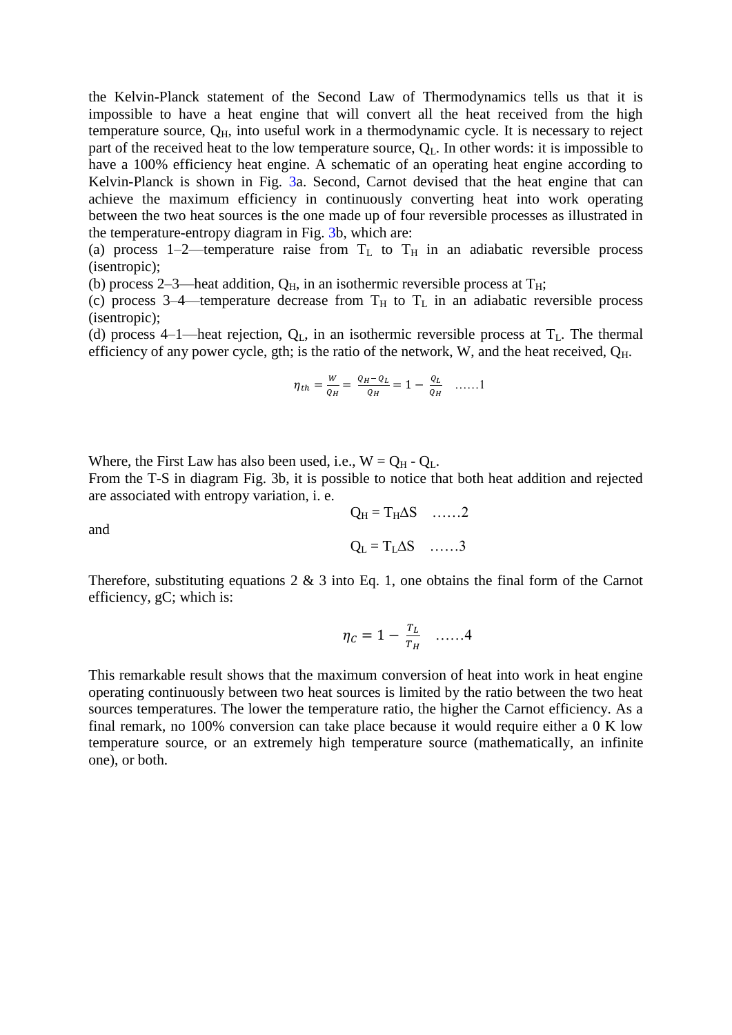the Kelvin-Planck statement of the Second Law of Thermodynamics tells us that it is impossible to have a heat engine that will convert all the heat received from the high temperature source, $Q_H$, into useful work in a thermodynamic cycle. It is necessary to reject part of the received heat to the low temperature source, $Q_L$. In other words: it is impossible to have a 100% efficiency heat engine. A schematic of an operating heat engine according to Kelvin-Planck is shown in Fig. 3a. Second, Carnot devised that the heat engine that can achieve the maximum efficiency in continuously converting heat into work operating between the two heat sources is the one made up of four reversible processes as illustrated in the temperature-entropy diagram in Fig. 3b, which are:

(a) process 1–2—temperature raise from $T_L$ to $T_H$ in an adiabatic reversible process (isentropic);
(b) process 2–3—heat addition, $Q_H$, in an isothermic reversible process at $T_H$;
(c) process 3–4—temperature decrease from $T_H$ to $T_L$ in an adiabatic reversible process (isentropic);
(d) process 4–1—heat rejection, $Q_L$, in an isothermic reversible process at $T_L$. The thermal efficiency of any power cycle, gth; is the ratio of the network, W, and the heat received, $Q_H$.

$$\eta_{th} = \frac{W}{Q_H} = \frac{Q_H - Q_L}{Q_H} = 1 - \frac{Q_L}{Q_H} \quad \ldots\ldots 1$$

Where, the First Law has also been used, i.e., $W = Q_H - Q_L$.
From the T-S in diagram Fig. 3b, it is possible to notice that both heat addition and rejected are associated with entropy variation, i. e.

$$Q_H = T_H \Delta S \quad \ldots\ldots 2$$

and

$$Q_L = T_L \Delta S \quad \ldots\ldots 3$$

Therefore, substituting equations 2 & 3 into Eq. 1, one obtains the final form of the Carnot efficiency, gC; which is:

$$\eta_C = 1 - \frac{T_L}{T_H} \quad \ldots\ldots 4$$

This remarkable result shows that the maximum conversion of heat into work in heat engine operating continuously between two heat sources is limited by the ratio between the two heat sources temperatures. The lower the temperature ratio, the higher the Carnot efficiency. As a final remark, no 100% conversion can take place because it would require either a 0 K low temperature source, or an extremely high temperature source (mathematically, an infinite one), or both.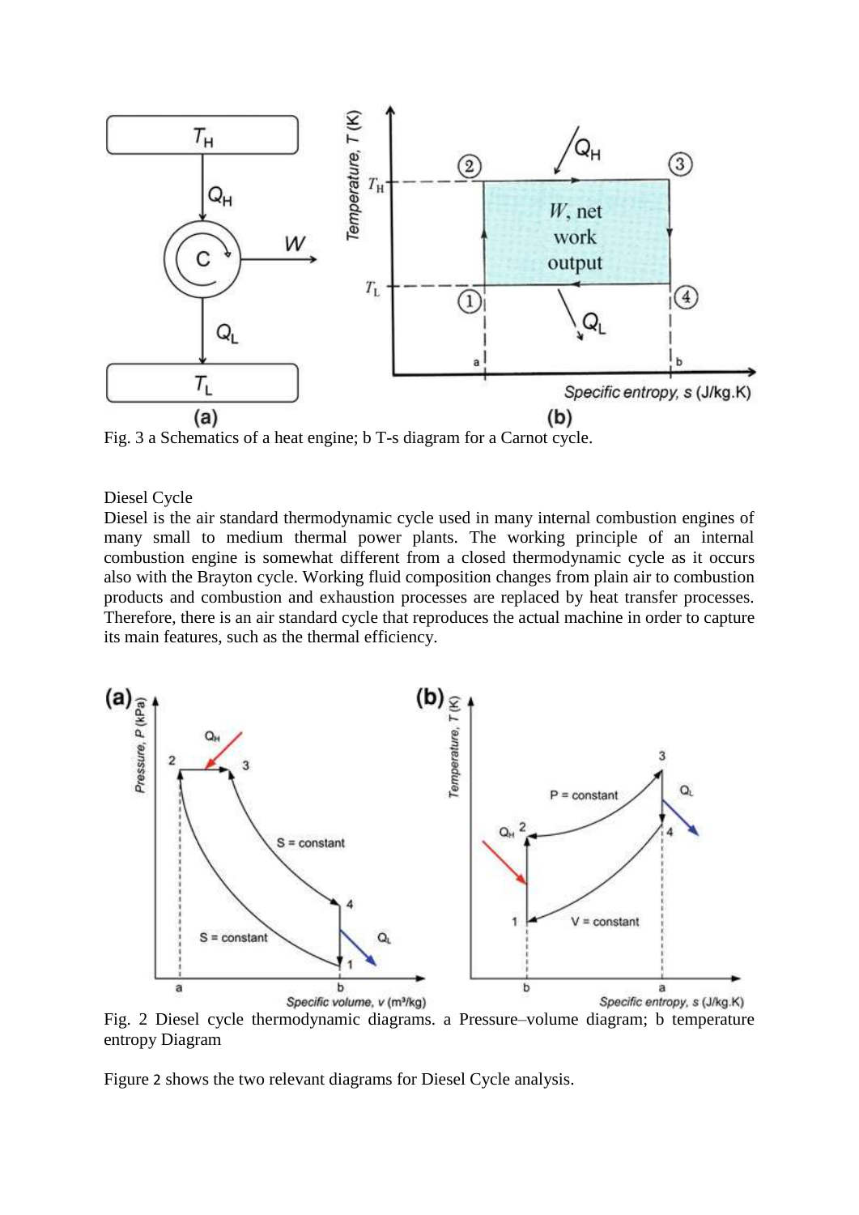Fig. 3 a Schematics of a heat engine; b T-s diagram for a Carnot cycle.

## Diesel Cycle

Diesel is the air standard thermodynamic cycle used in many internal combustion engines of many small to medium thermal power plants. The working principle of an internal combustion engine is somewhat different from a closed thermodynamic cycle as it occurs also with the Brayton cycle. Working fluid composition changes from plain air to combustion products and combustion and exhaustion processes are replaced by heat transfer processes. Therefore, there is an air standard cycle that reproduces the actual machine in order to capture its main features, such as the thermal efficiency.

Fig. 2 Diesel cycle thermodynamic diagrams. a Pressure–volume diagram; b temperature entropy Diagram

Figure 2 shows the two relevant diagrams for Diesel Cycle analysis.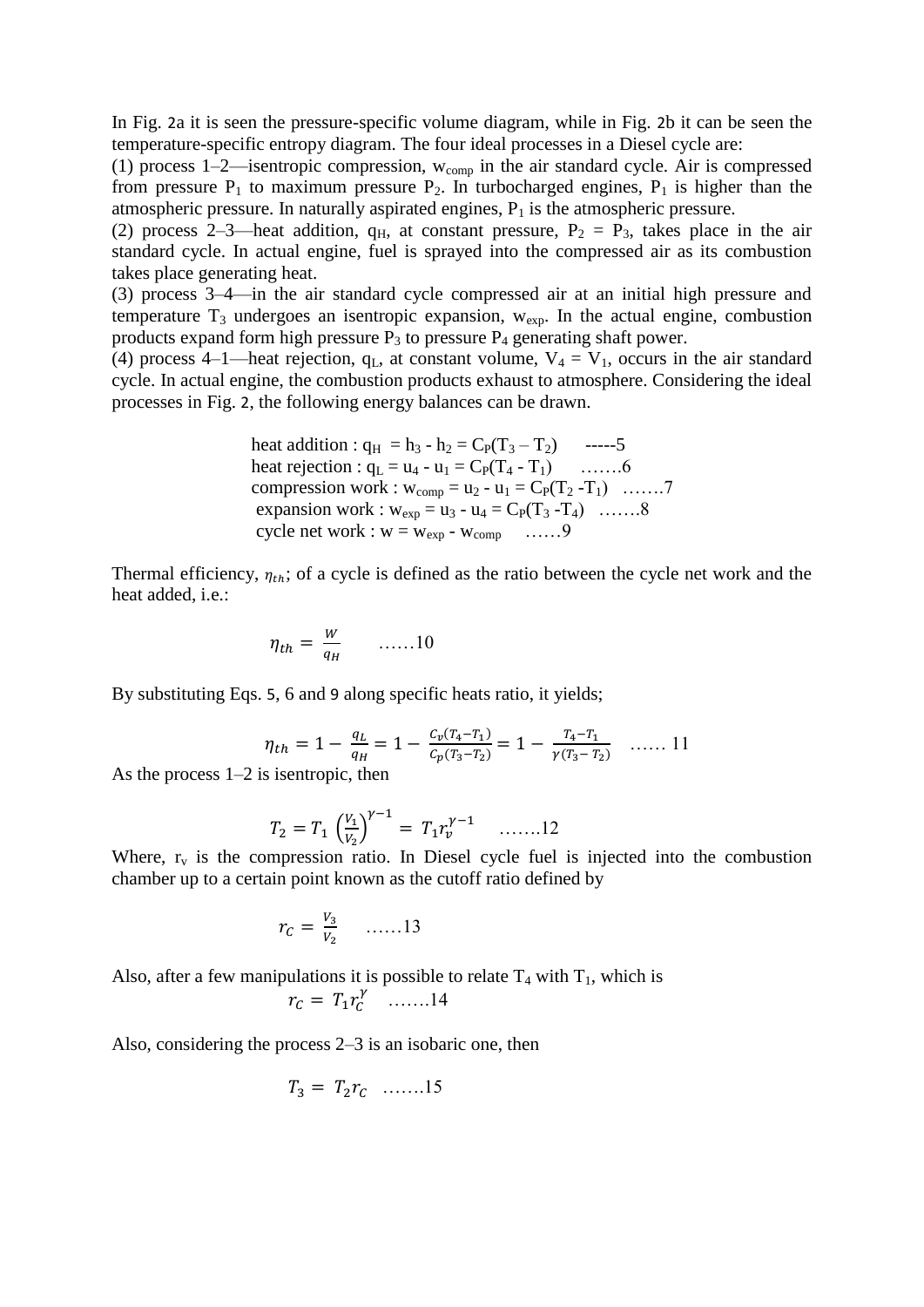In Fig. 2a it is seen the pressure-specific volume diagram, while in Fig. 2b it can be seen the temperature-specific entropy diagram. The four ideal processes in a Diesel cycle are:

(1) process 1–2—isentropic compression, $w_{comp}$ in the air standard cycle. Air is compressed from pressure $P_1$ to maximum pressure $P_2$. In turbocharged engines, $P_1$ is higher than the atmospheric pressure. In naturally aspirated engines, $P_1$ is the atmospheric pressure.

(2) process 2–3—heat addition, $q_H$, at constant pressure, $P_2 = P_3$, takes place in the air standard cycle. In actual engine, fuel is sprayed into the compressed air as its combustion takes place generating heat.

(3) process 3–4—in the air standard cycle compressed air at an initial high pressure and temperature $T_3$ undergoes an isentropic expansion, $w_{exp}$. In the actual engine, combustion products expand form high pressure $P_3$ to pressure $P_4$ generating shaft power.

(4) process 4–1—heat rejection, $q_L$, at constant volume, $V_4 = V_1$, occurs in the air standard cycle. In actual engine, the combustion products exhaust to atmosphere. Considering the ideal processes in Fig. 2, the following energy balances can be drawn.

heat addition : $q_H = h_3 - h_2 = C_P(T_3 - T_2)$ -----5

heat rejection : $q_L = u_4 - u_1 = C_P(T_4 - T_1)$ …….6

compression work : $w_{comp} = u_2 - u_1 = C_P(T_2 - T_1)$ …….7

expansion work : $w_{exp} = u_3 - u_4 = C_P(T_3 - T_4)$ …….8

cycle net work : $w = w_{exp} - w_{comp}$ ……9

Thermal efficiency, $\eta_{th}$; of a cycle is defined as the ratio between the cycle net work and the heat added, i.e.:

$$\eta_{th} = \frac{W}{q_H} \quad \text{……10}$$

By substituting Eqs. 5, 6 and 9 along specific heats ratio, it yields;

$$\eta_{th} = 1 - \frac{q_L}{q_H} = 1 - \frac{C_v(T_4 - T_1)}{C_p(T_3 - T_2)} = 1 - \frac{T_4 - T_1}{\gamma(T_3 - T_2)} \quad \text{…… 11}$$

As the process 1–2 is isentropic, then

$$T_2 = T_1 \left(\frac{V_1}{V_2}\right)^{\gamma - 1} = T_1 r_v^{\gamma - 1} \quad \text{…….12}$$

Where, $r_v$ is the compression ratio. In Diesel cycle fuel is injected into the combustion chamber up to a certain point known as the cutoff ratio defined by

$$r_C = \frac{V_3}{V_2} \quad \text{……13}$$

Also, after a few manipulations it is possible to relate $T_4$ with $T_1$, which is

$$r_C = T_1 r_C^{\gamma} \quad \text{…….14}$$

Also, considering the process 2–3 is an isobaric one, then

$$T_3 = T_2 r_C \quad \text{…….15}$$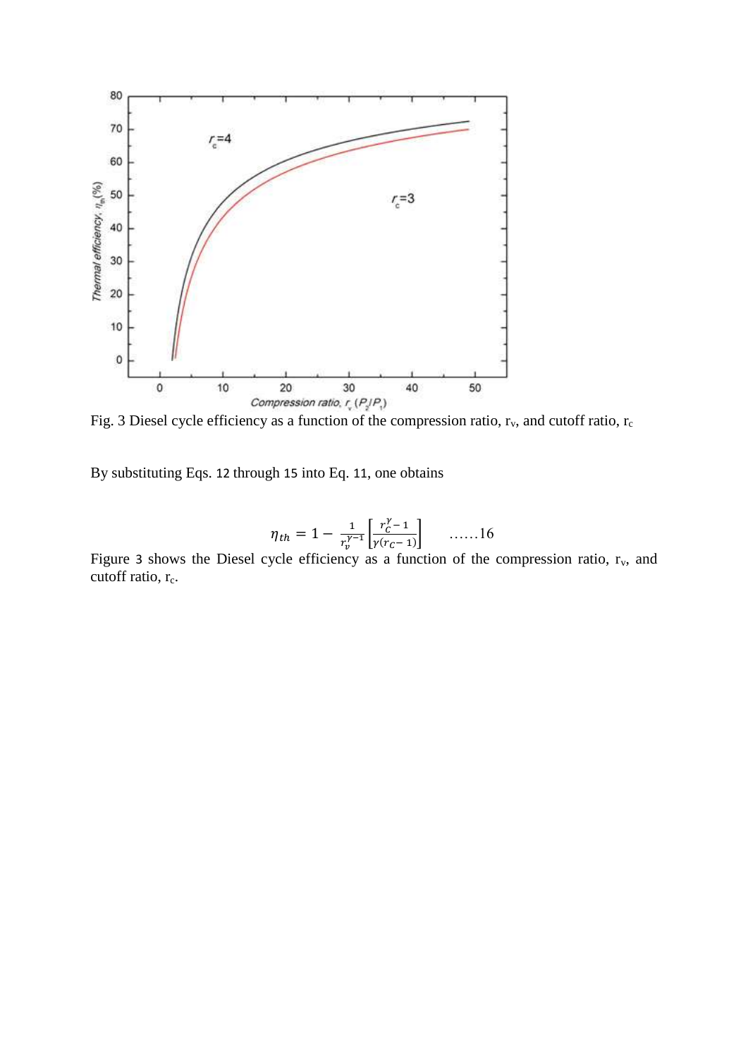80
70
60
50
40
30
20
10
0

Thermal efficiency, $\eta_{th}$ (%)

0
10
20
30
40
50

Compression ratio, $r_v$ ($P_2/P_1$)

$r_c$=4

$r_c$=3

Fig. 3 Diesel cycle efficiency as a function of the compression ratio, $r_v$, and cutoff ratio, $r_c$

By substituting Eqs. 12 through 15 into Eq. 11, one obtains

$$\eta_{th} = 1 - \frac{1}{r_v^{\gamma-1}}\left[\frac{r_C^{\gamma}-1}{\gamma(r_C-1)}\right] \qquad \ldots\ldots 16$$

Figure 3 shows the Diesel cycle efficiency as a function of the compression ratio, $r_v$, and cutoff ratio, $r_c$.